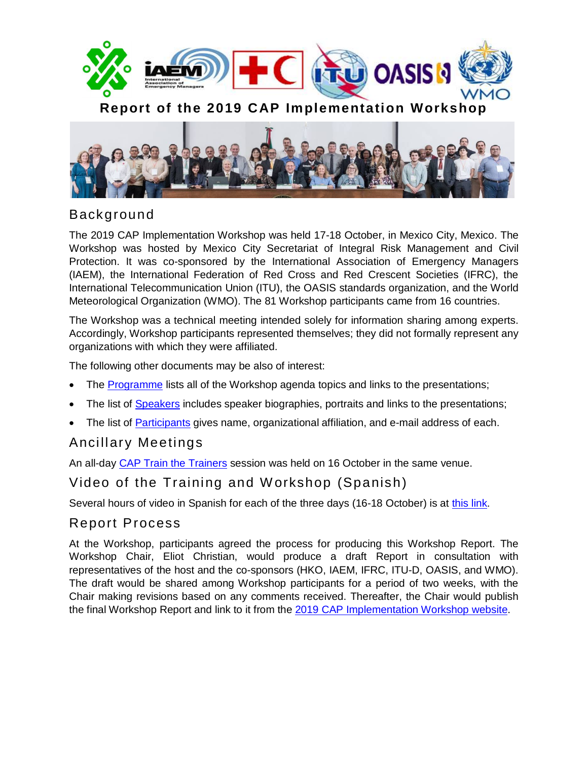# Report of the 2019 CAP Implementation Workshop

## Background

The 2019 CAP Implementation Workshop was held 17-18 October, in Mexico City, Mexico. The Workshop was hosted by Mexico City Secretariat of Integral Risk Management and Civil Protection. It was co-sponsored by the International Association of Emergency Managers (IAEM), the International Federation of Red Cross and Red Crescent Societies (IFRC), the International Telecommunication Union (ITU), the OASIS standards organization, and the World Meteorological Organization (WMO). The 81 Workshop participants came from 16 countries.

The Workshop was a technical meeting intended solely for information sharing among experts. Accordingly, Workshop participants represented themselves; they did not formally represent any organizations with which they were affiliated.

The following other documents may be also of interest:

- The Programme lists all of the Workshop agenda topics and links to the presentations;
- The list of Speakers includes speaker biographies, portraits and links to the presentations;
- The list of Participants gives name, organizational affiliation, and e-mail address of each.

## Ancillary Meetings

An all-day CAP Train the Trainers session was held on 16 October in the same venue.

## Video of the Training and Workshop (Spanish)

Several hours of video in Spanish for each of the three days (16-18 October) is at this link.

## Report Process

At the Workshop, participants agreed the process for producing this Workshop Report. The Workshop Chair, Eliot Christian, would produce a draft Report in consultation with representatives of the host and the co-sponsors (HKO, IAEM, IFRC, ITU-D, OASIS, and WMO). The draft would be shared among Workshop participants for a period of two weeks, with the Chair making revisions based on any comments received. Thereafter, the Chair would publish the final Workshop Report and link to it from the 2019 CAP Implementation Workshop website.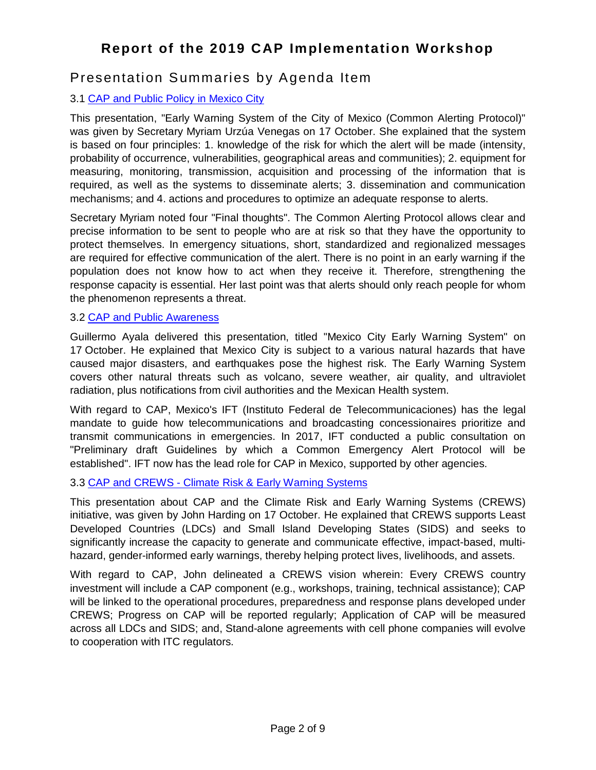# Report of the 2019 CAP Implementation Workshop

## Presentation Summaries by Agenda Item

### 3.1 CAP and Public Policy in Mexico City

This presentation, "Early Warning System of the City of Mexico (Common Alerting Protocol)" was given by Secretary Myriam Urzúa Venegas on 17 October. She explained that the system is based on four principles: 1. knowledge of the risk for which the alert will be made (intensity, probability of occurrence, vulnerabilities, geographical areas and communities); 2. equipment for measuring, monitoring, transmission, acquisition and processing of the information that is required, as well as the systems to disseminate alerts; 3. dissemination and communication mechanisms; and 4. actions and procedures to optimize an adequate response to alerts.

Secretary Myriam noted four "Final thoughts". The Common Alerting Protocol allows clear and precise information to be sent to people who are at risk so that they have the opportunity to protect themselves. In emergency situations, short, standardized and regionalized messages are required for effective communication of the alert. There is no point in an early warning if the population does not know how to act when they receive it. Therefore, strengthening the response capacity is essential. Her last point was that alerts should only reach people for whom the phenomenon represents a threat.

### 3.2 CAP and Public Awareness

Guillermo Ayala delivered this presentation, titled "Mexico City Early Warning System" on 17 October. He explained that Mexico City is subject to a various natural hazards that have caused major disasters, and earthquakes pose the highest risk. The Early Warning System covers other natural threats such as volcano, severe weather, air quality, and ultraviolet radiation, plus notifications from civil authorities and the Mexican Health system.

With regard to CAP, Mexico's IFT (Instituto Federal de Telecommunicaciones) has the legal mandate to guide how telecommunications and broadcasting concessionaires prioritize and transmit communications in emergencies. In 2017, IFT conducted a public consultation on "Preliminary draft Guidelines by which a Common Emergency Alert Protocol will be established". IFT now has the lead role for CAP in Mexico, supported by other agencies.

### 3.3 CAP and CREWS - Climate Risk & Early Warning Systems

This presentation about CAP and the Climate Risk and Early Warning Systems (CREWS) initiative, was given by John Harding on 17 October. He explained that CREWS supports Least Developed Countries (LDCs) and Small Island Developing States (SIDS) and seeks to significantly increase the capacity to generate and communicate effective, impact-based, multi-hazard, gender-informed early warnings, thereby helping protect lives, livelihoods, and assets.

With regard to CAP, John delineated a CREWS vision wherein: Every CREWS country investment will include a CAP component (e.g., workshops, training, technical assistance); CAP will be linked to the operational procedures, preparedness and response plans developed under CREWS; Progress on CAP will be reported regularly; Application of CAP will be measured across all LDCs and SIDS; and, Stand-alone agreements with cell phone companies will evolve to cooperation with ITC regulators.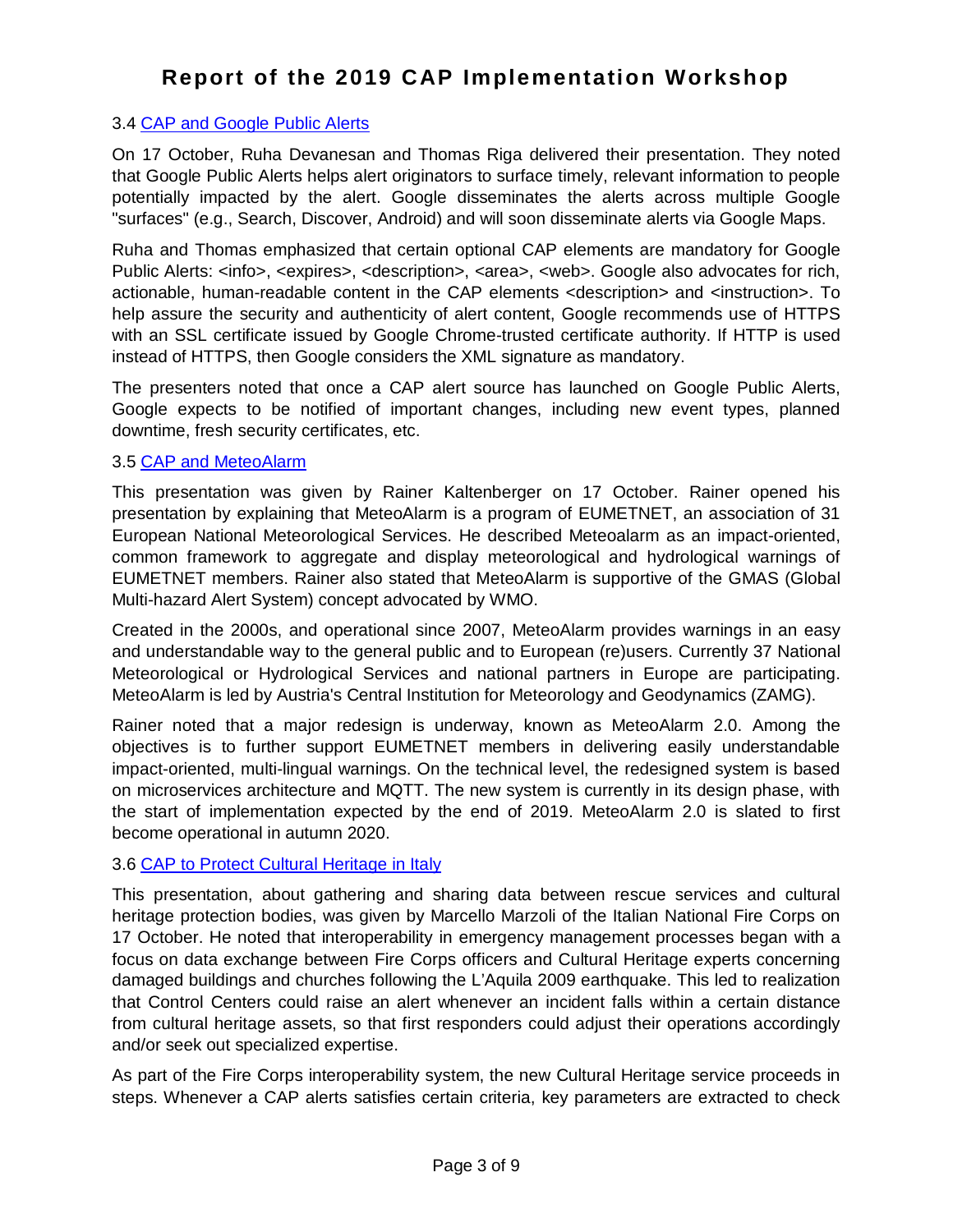### 3.4 CAP and Google Public Alerts

On 17 October, Ruha Devanesan and Thomas Riga delivered their presentation. They noted that Google Public Alerts helps alert originators to surface timely, relevant information to people potentially impacted by the alert. Google disseminates the alerts across multiple Google "surfaces" (e.g., Search, Discover, Android) and will soon disseminate alerts via Google Maps.

Ruha and Thomas emphasized that certain optional CAP elements are mandatory for Google Public Alerts: <info>, <expires>, <description>, <area>, <web>. Google also advocates for rich, actionable, human-readable content in the CAP elements <description> and <instruction>. To help assure the security and authenticity of alert content, Google recommends use of HTTPS with an SSL certificate issued by Google Chrome-trusted certificate authority. If HTTP is used instead of HTTPS, then Google considers the XML signature as mandatory.

The presenters noted that once a CAP alert source has launched on Google Public Alerts, Google expects to be notified of important changes, including new event types, planned downtime, fresh security certificates, etc.

### 3.5 CAP and MeteoAlarm

This presentation was given by Rainer Kaltenberger on 17 October. Rainer opened his presentation by explaining that MeteoAlarm is a program of EUMETNET, an association of 31 European National Meteorological Services. He described Meteoalarm as an impact-oriented, common framework to aggregate and display meteorological and hydrological warnings of EUMETNET members. Rainer also stated that MeteoAlarm is supportive of the GMAS (Global Multi-hazard Alert System) concept advocated by WMO.

Created in the 2000s, and operational since 2007, MeteoAlarm provides warnings in an easy and understandable way to the general public and to European (re)users. Currently 37 National Meteorological or Hydrological Services and national partners in Europe are participating. MeteoAlarm is led by Austria's Central Institution for Meteorology and Geodynamics (ZAMG).

Rainer noted that a major redesign is underway, known as MeteoAlarm 2.0. Among the objectives is to further support EUMETNET members in delivering easily understandable impact-oriented, multi-lingual warnings. On the technical level, the redesigned system is based on microservices architecture and MQTT. The new system is currently in its design phase, with the start of implementation expected by the end of 2019. MeteoAlarm 2.0 is slated to first become operational in autumn 2020.

### 3.6 CAP to Protect Cultural Heritage in Italy

This presentation, about gathering and sharing data between rescue services and cultural heritage protection bodies, was given by Marcello Marzoli of the Italian National Fire Corps on 17 October. He noted that interoperability in emergency management processes began with a focus on data exchange between Fire Corps officers and Cultural Heritage experts concerning damaged buildings and churches following the L'Aquila 2009 earthquake. This led to realization that Control Centers could raise an alert whenever an incident falls within a certain distance from cultural heritage assets, so that first responders could adjust their operations accordingly and/or seek out specialized expertise.

As part of the Fire Corps interoperability system, the new Cultural Heritage service proceeds in steps. Whenever a CAP alerts satisfies certain criteria, key parameters are extracted to check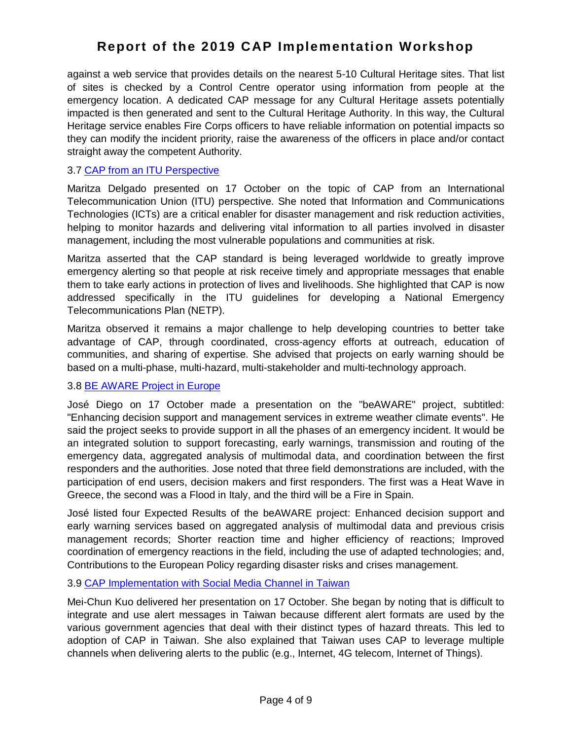against a web service that provides details on the nearest 5-10 Cultural Heritage sites. That list of sites is checked by a Control Centre operator using information from people at the emergency location. A dedicated CAP message for any Cultural Heritage assets potentially impacted is then generated and sent to the Cultural Heritage Authority. In this way, the Cultural Heritage service enables Fire Corps officers to have reliable information on potential impacts so they can modify the incident priority, raise the awareness of the officers in place and/or contact straight away the competent Authority.

### 3.7 CAP from an ITU Perspective

Maritza Delgado presented on 17 October on the topic of CAP from an International Telecommunication Union (ITU) perspective. She noted that Information and Communications Technologies (ICTs) are a critical enabler for disaster management and risk reduction activities, helping to monitor hazards and delivering vital information to all parties involved in disaster management, including the most vulnerable populations and communities at risk.

Maritza asserted that the CAP standard is being leveraged worldwide to greatly improve emergency alerting so that people at risk receive timely and appropriate messages that enable them to take early actions in protection of lives and livelihoods. She highlighted that CAP is now addressed specifically in the ITU guidelines for developing a National Emergency Telecommunications Plan (NETP).

Maritza observed it remains a major challenge to help developing countries to better take advantage of CAP, through coordinated, cross-agency efforts at outreach, education of communities, and sharing of expertise. She advised that projects on early warning should be based on a multi-phase, multi-hazard, multi-stakeholder and multi-technology approach.

### 3.8 BE AWARE Project in Europe

José Diego on 17 October made a presentation on the "beAWARE" project, subtitled: "Enhancing decision support and management services in extreme weather climate events". He said the project seeks to provide support in all the phases of an emergency incident. It would be an integrated solution to support forecasting, early warnings, transmission and routing of the emergency data, aggregated analysis of multimodal data, and coordination between the first responders and the authorities. Jose noted that three field demonstrations are included, with the participation of end users, decision makers and first responders. The first was a Heat Wave in Greece, the second was a Flood in Italy, and the third will be a Fire in Spain.

José listed four Expected Results of the beAWARE project: Enhanced decision support and early warning services based on aggregated analysis of multimodal data and previous crisis management records; Shorter reaction time and higher efficiency of reactions; Improved coordination of emergency reactions in the field, including the use of adapted technologies; and, Contributions to the European Policy regarding disaster risks and crises management.

### 3.9 CAP Implementation with Social Media Channel in Taiwan

Mei-Chun Kuo delivered her presentation on 17 October. She began by noting that is difficult to integrate and use alert messages in Taiwan because different alert formats are used by the various government agencies that deal with their distinct types of hazard threats. This led to adoption of CAP in Taiwan. She also explained that Taiwan uses CAP to leverage multiple channels when delivering alerts to the public (e.g., Internet, 4G telecom, Internet of Things).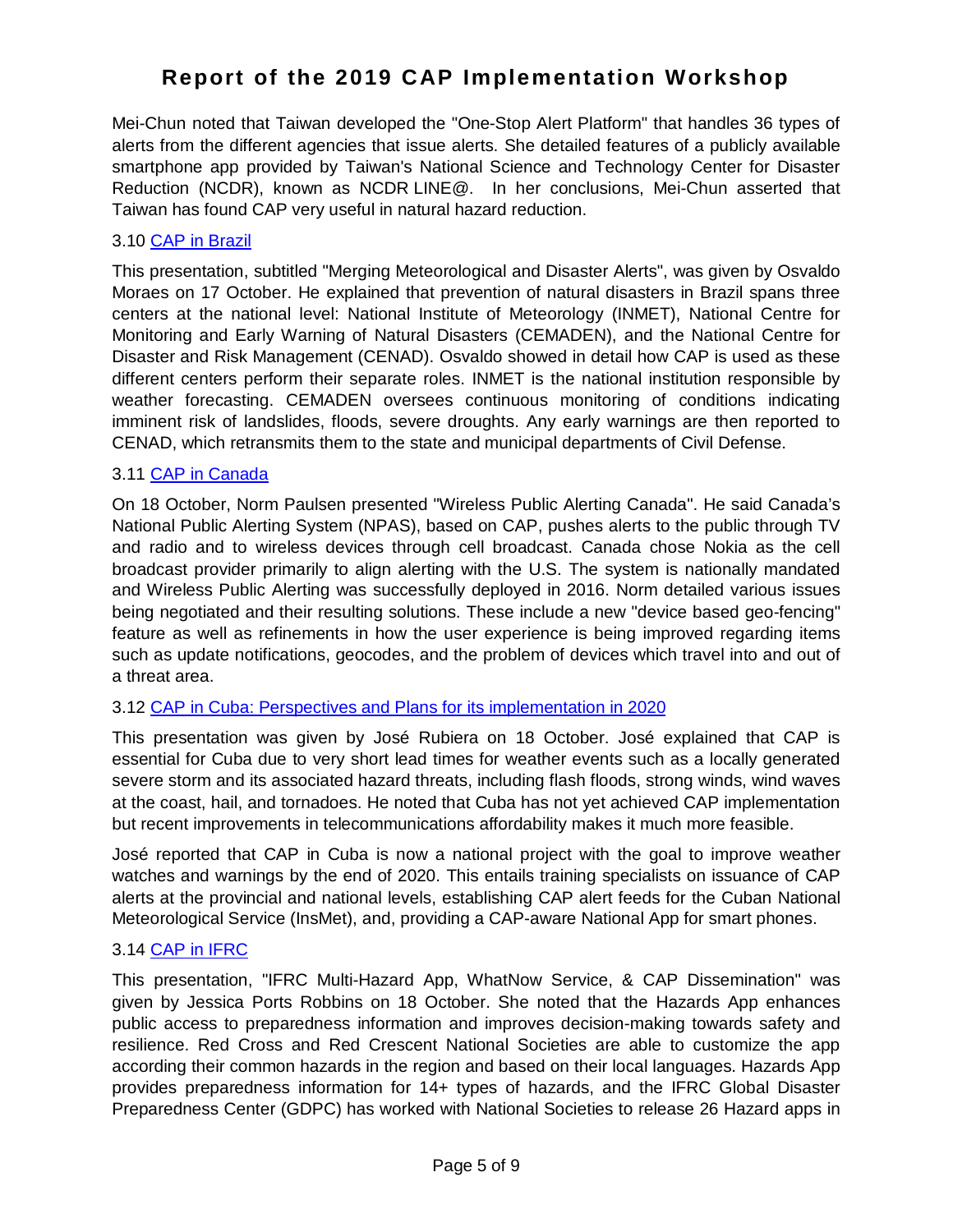Mei-Chun noted that Taiwan developed the "One-Stop Alert Platform" that handles 36 types of alerts from the different agencies that issue alerts. She detailed features of a publicly available smartphone app provided by Taiwan's National Science and Technology Center for Disaster Reduction (NCDR), known as NCDR LINE@. In her conclusions, Mei-Chun asserted that Taiwan has found CAP very useful in natural hazard reduction.

### 3.10 [CAP in Brazil](#)

This presentation, subtitled "Merging Meteorological and Disaster Alerts", was given by Osvaldo Moraes on 17 October. He explained that prevention of natural disasters in Brazil spans three centers at the national level: National Institute of Meteorology (INMET), National Centre for Monitoring and Early Warning of Natural Disasters (CEMADEN), and the National Centre for Disaster and Risk Management (CENAD). Osvaldo showed in detail how CAP is used as these different centers perform their separate roles. INMET is the national institution responsible by weather forecasting. CEMADEN oversees continuous monitoring of conditions indicating imminent risk of landslides, floods, severe droughts. Any early warnings are then reported to CENAD, which retransmits them to the state and municipal departments of Civil Defense.

### 3.11 [CAP in Canada](#)

On 18 October, Norm Paulsen presented "Wireless Public Alerting Canada". He said Canada's National Public Alerting System (NPAS), based on CAP, pushes alerts to the public through TV and radio and to wireless devices through cell broadcast. Canada chose Nokia as the cell broadcast provider primarily to align alerting with the U.S. The system is nationally mandated and Wireless Public Alerting was successfully deployed in 2016. Norm detailed various issues being negotiated and their resulting solutions. These include a new "device based geo-fencing" feature as well as refinements in how the user experience is being improved regarding items such as update notifications, geocodes, and the problem of devices which travel into and out of a threat area.

### 3.12 [CAP in Cuba: Perspectives and Plans for its implementation in 2020](#)

This presentation was given by José Rubiera on 18 October. José explained that CAP is essential for Cuba due to very short lead times for weather events such as a locally generated severe storm and its associated hazard threats, including flash floods, strong winds, wind waves at the coast, hail, and tornadoes. He noted that Cuba has not yet achieved CAP implementation but recent improvements in telecommunications affordability makes it much more feasible.

José reported that CAP in Cuba is now a national project with the goal to improve weather watches and warnings by the end of 2020. This entails training specialists on issuance of CAP alerts at the provincial and national levels, establishing CAP alert feeds for the Cuban National Meteorological Service (InsMet), and, providing a CAP-aware National App for smart phones.

### 3.14 [CAP in IFRC](#)

This presentation, "IFRC Multi-Hazard App, WhatNow Service, & CAP Dissemination" was given by Jessica Ports Robbins on 18 October. She noted that the Hazards App enhances public access to preparedness information and improves decision-making towards safety and resilience. Red Cross and Red Crescent National Societies are able to customize the app according their common hazards in the region and based on their local languages. Hazards App provides preparedness information for 14+ types of hazards, and the IFRC Global Disaster Preparedness Center (GDPC) has worked with National Societies to release 26 Hazard apps in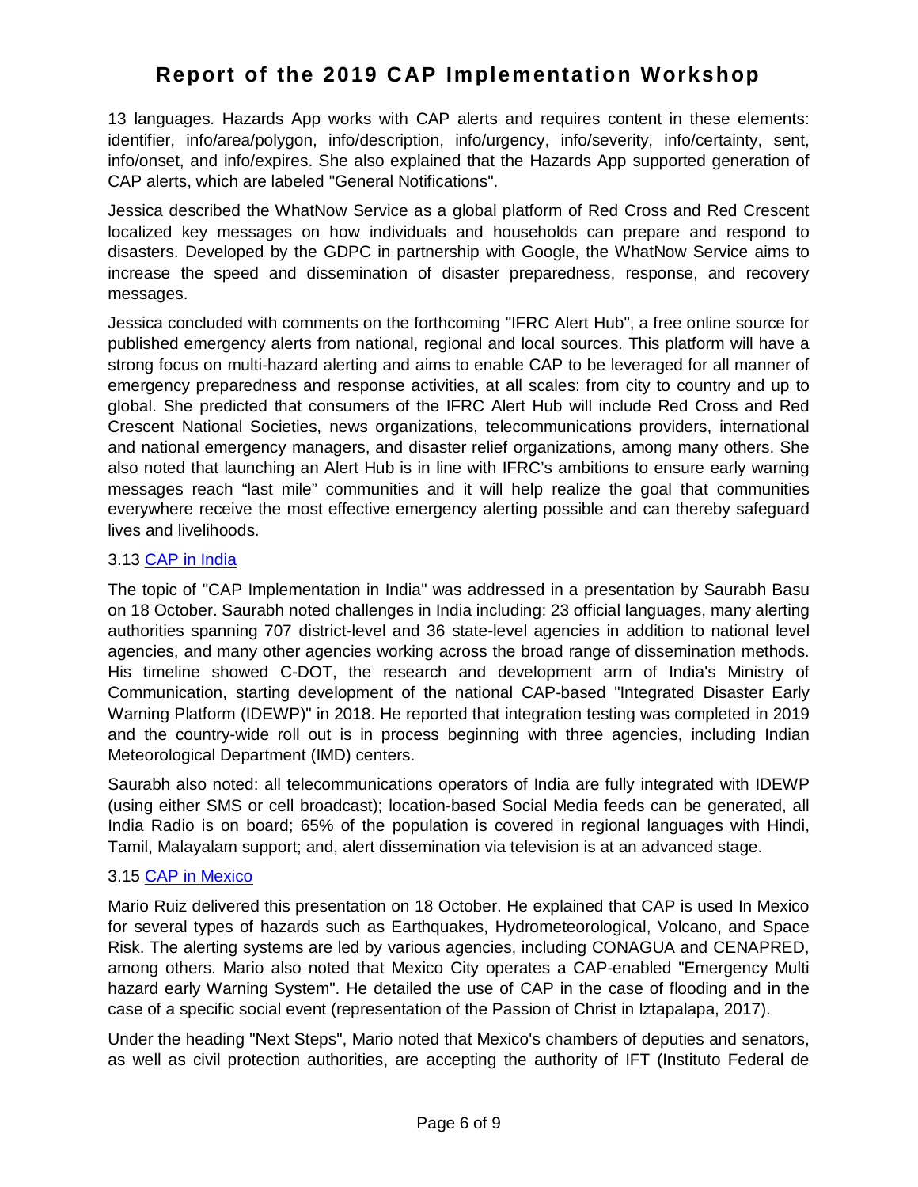13 languages. Hazards App works with CAP alerts and requires content in these elements: identifier, info/area/polygon, info/description, info/urgency, info/severity, info/certainty, sent, info/onset, and info/expires. She also explained that the Hazards App supported generation of CAP alerts, which are labeled "General Notifications".

Jessica described the WhatNow Service as a global platform of Red Cross and Red Crescent localized key messages on how individuals and households can prepare and respond to disasters. Developed by the GDPC in partnership with Google, the WhatNow Service aims to increase the speed and dissemination of disaster preparedness, response, and recovery messages.

Jessica concluded with comments on the forthcoming "IFRC Alert Hub", a free online source for published emergency alerts from national, regional and local sources. This platform will have a strong focus on multi-hazard alerting and aims to enable CAP to be leveraged for all manner of emergency preparedness and response activities, at all scales: from city to country and up to global. She predicted that consumers of the IFRC Alert Hub will include Red Cross and Red Crescent National Societies, news organizations, telecommunications providers, international and national emergency managers, and disaster relief organizations, among many others. She also noted that launching an Alert Hub is in line with IFRC's ambitions to ensure early warning messages reach "last mile" communities and it will help realize the goal that communities everywhere receive the most effective emergency alerting possible and can thereby safeguard lives and livelihoods.

### 3.13 CAP in India

The topic of "CAP Implementation in India" was addressed in a presentation by Saurabh Basu on 18 October. Saurabh noted challenges in India including: 23 official languages, many alerting authorities spanning 707 district-level and 36 state-level agencies in addition to national level agencies, and many other agencies working across the broad range of dissemination methods. His timeline showed C-DOT, the research and development arm of India's Ministry of Communication, starting development of the national CAP-based "Integrated Disaster Early Warning Platform (IDEWP)" in 2018. He reported that integration testing was completed in 2019 and the country-wide roll out is in process beginning with three agencies, including Indian Meteorological Department (IMD) centers.

Saurabh also noted: all telecommunications operators of India are fully integrated with IDEWP (using either SMS or cell broadcast); location-based Social Media feeds can be generated, all India Radio is on board; 65% of the population is covered in regional languages with Hindi, Tamil, Malayalam support; and, alert dissemination via television is at an advanced stage.

### 3.15 CAP in Mexico

Mario Ruiz delivered this presentation on 18 October. He explained that CAP is used In Mexico for several types of hazards such as Earthquakes, Hydrometeorological, Volcano, and Space Risk. The alerting systems are led by various agencies, including CONAGUA and CENAPRED, among others. Mario also noted that Mexico City operates a CAP-enabled "Emergency Multi hazard early Warning System". He detailed the use of CAP in the case of flooding and in the case of a specific social event (representation of the Passion of Christ in Iztapalapa, 2017).

Under the heading "Next Steps", Mario noted that Mexico's chambers of deputies and senators, as well as civil protection authorities, are accepting the authority of IFT (Instituto Federal de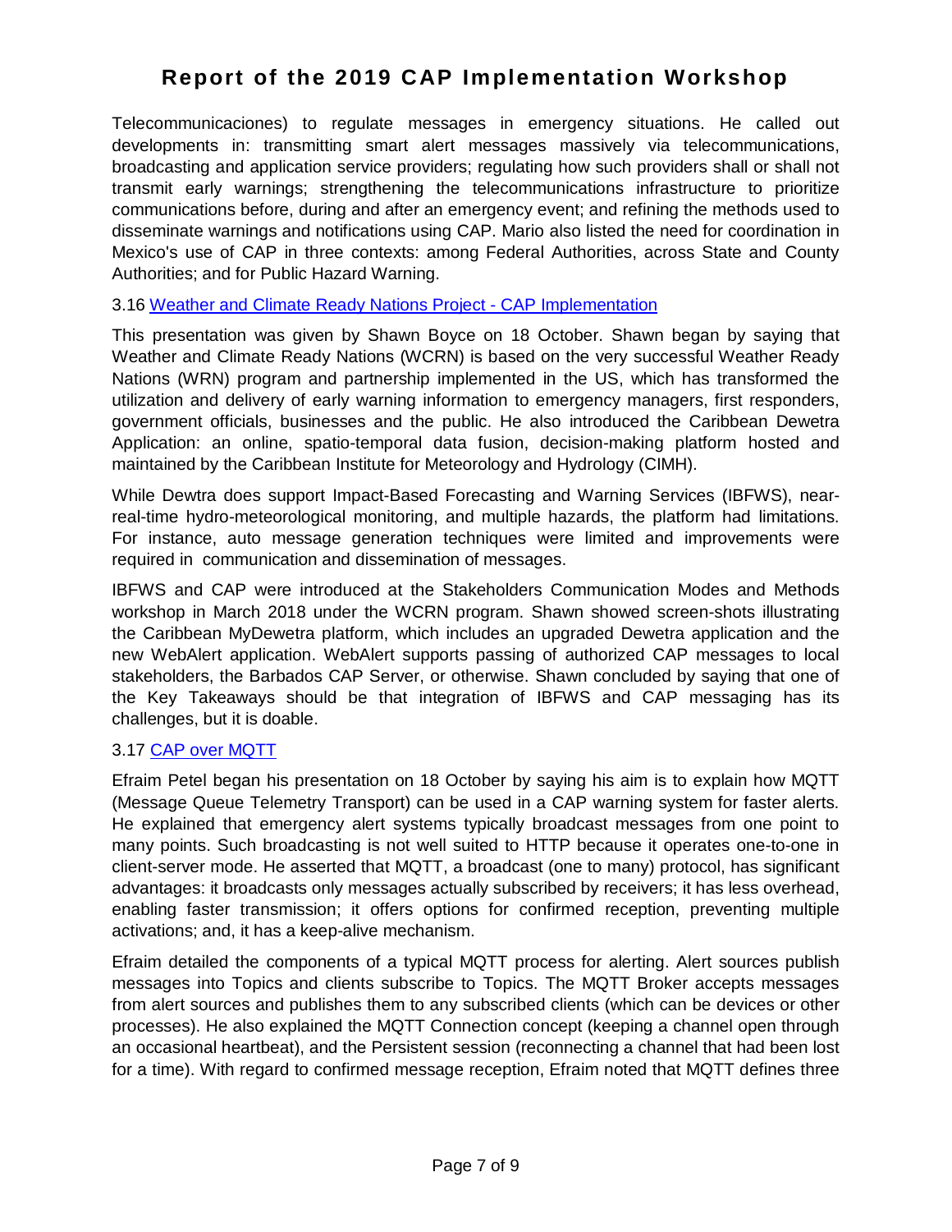Telecommunicaciones) to regulate messages in emergency situations. He called out developments in: transmitting smart alert messages massively via telecommunications, broadcasting and application service providers; regulating how such providers shall or shall not transmit early warnings; strengthening the telecommunications infrastructure to prioritize communications before, during and after an emergency event; and refining the methods used to disseminate warnings and notifications using CAP. Mario also listed the need for coordination in Mexico's use of CAP in three contexts: among Federal Authorities, across State and County Authorities; and for Public Hazard Warning.

### 3.16 Weather and Climate Ready Nations Project - CAP Implementation

This presentation was given by Shawn Boyce on 18 October. Shawn began by saying that Weather and Climate Ready Nations (WCRN) is based on the very successful Weather Ready Nations (WRN) program and partnership implemented in the US, which has transformed the utilization and delivery of early warning information to emergency managers, first responders, government officials, businesses and the public. He also introduced the Caribbean Dewetra Application: an online, spatio-temporal data fusion, decision-making platform hosted and maintained by the Caribbean Institute for Meteorology and Hydrology (CIMH).

While Dewtra does support Impact-Based Forecasting and Warning Services (IBFWS), near-real-time hydro-meteorological monitoring, and multiple hazards, the platform had limitations. For instance, auto message generation techniques were limited and improvements were required in communication and dissemination of messages.

IBFWS and CAP were introduced at the Stakeholders Communication Modes and Methods workshop in March 2018 under the WCRN program. Shawn showed screen-shots illustrating the Caribbean MyDewetra platform, which includes an upgraded Dewetra application and the new WebAlert application. WebAlert supports passing of authorized CAP messages to local stakeholders, the Barbados CAP Server, or otherwise. Shawn concluded by saying that one of the Key Takeaways should be that integration of IBFWS and CAP messaging has its challenges, but it is doable.

### 3.17 CAP over MQTT

Efraim Petel began his presentation on 18 October by saying his aim is to explain how MQTT (Message Queue Telemetry Transport) can be used in a CAP warning system for faster alerts. He explained that emergency alert systems typically broadcast messages from one point to many points. Such broadcasting is not well suited to HTTP because it operates one-to-one in client-server mode. He asserted that MQTT, a broadcast (one to many) protocol, has significant advantages: it broadcasts only messages actually subscribed by receivers; it has less overhead, enabling faster transmission; it offers options for confirmed reception, preventing multiple activations; and, it has a keep-alive mechanism.

Efraim detailed the components of a typical MQTT process for alerting. Alert sources publish messages into Topics and clients subscribe to Topics. The MQTT Broker accepts messages from alert sources and publishes them to any subscribed clients (which can be devices or other processes). He also explained the MQTT Connection concept (keeping a channel open through an occasional heartbeat), and the Persistent session (reconnecting a channel that had been lost for a time). With regard to confirmed message reception, Efraim noted that MQTT defines three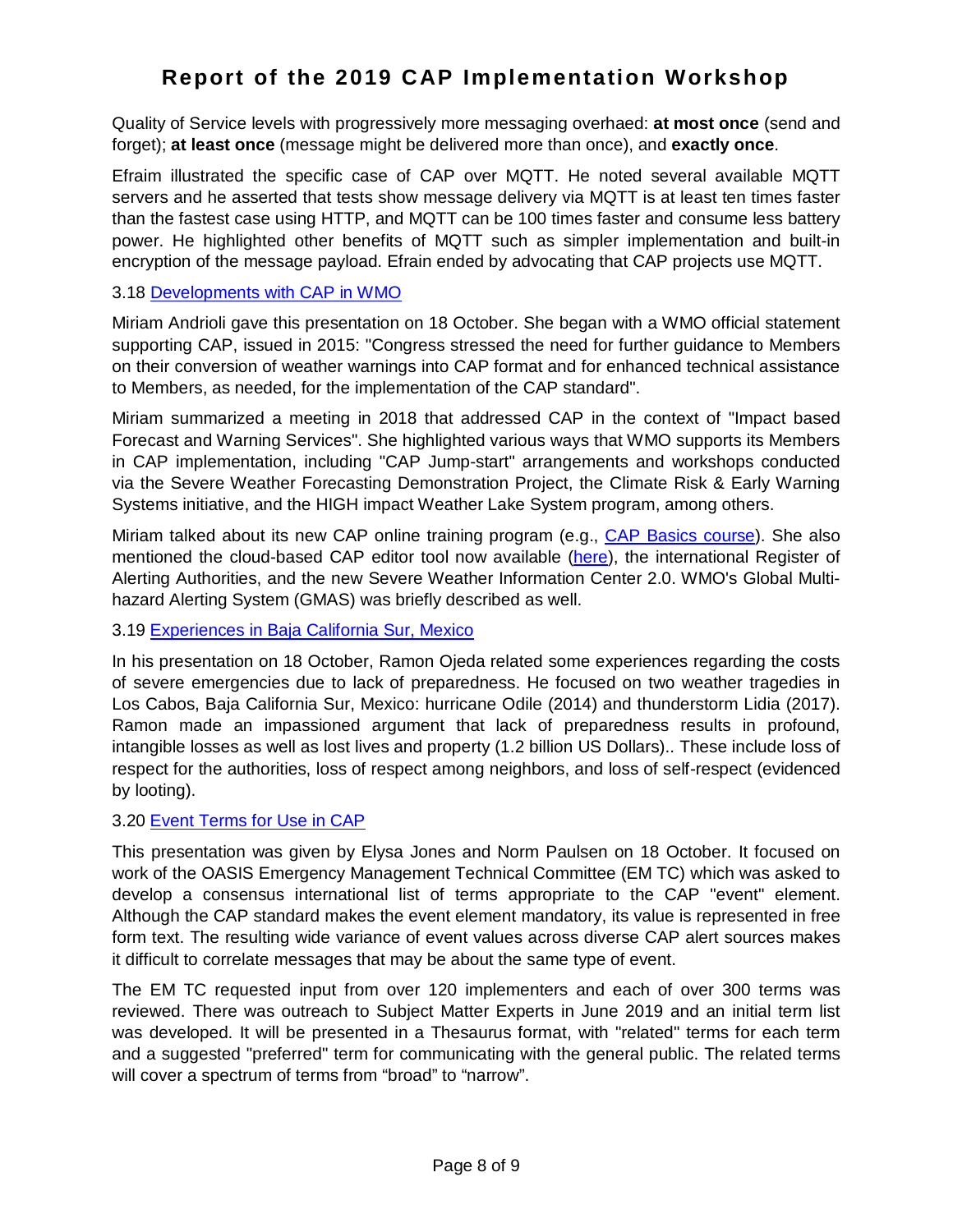Quality of Service levels with progressively more messaging overhaed: **at most once** (send and forget); **at least once** (message might be delivered more than once), and **exactly once**.

Efraim illustrated the specific case of CAP over MQTT. He noted several available MQTT servers and he asserted that tests show message delivery via MQTT is at least ten times faster than the fastest case using HTTP, and MQTT can be 100 times faster and consume less battery power. He highlighted other benefits of MQTT such as simpler implementation and built-in encryption of the message payload. Efrain ended by advocating that CAP projects use MQTT.

### 3.18 Developments with CAP in WMO

Miriam Andrioli gave this presentation on 18 October. She began with a WMO official statement supporting CAP, issued in 2015: "Congress stressed the need for further guidance to Members on their conversion of weather warnings into CAP format and for enhanced technical assistance to Members, as needed, for the implementation of the CAP standard".

Miriam summarized a meeting in 2018 that addressed CAP in the context of "Impact based Forecast and Warning Services". She highlighted various ways that WMO supports its Members in CAP implementation, including "CAP Jump-start" arrangements and workshops conducted via the Severe Weather Forecasting Demonstration Project, the Climate Risk & Early Warning Systems initiative, and the HIGH impact Weather Lake System program, among others.

Miriam talked about its new CAP online training program (e.g., CAP Basics course). She also mentioned the cloud-based CAP editor tool now available (here), the international Register of Alerting Authorities, and the new Severe Weather Information Center 2.0. WMO's Global Multi-hazard Alerting System (GMAS) was briefly described as well.

### 3.19 Experiences in Baja California Sur, Mexico

In his presentation on 18 October, Ramon Ojeda related some experiences regarding the costs of severe emergencies due to lack of preparedness. He focused on two weather tragedies in Los Cabos, Baja California Sur, Mexico: hurricane Odile (2014) and thunderstorm Lidia (2017). Ramon made an impassioned argument that lack of preparedness results in profound, intangible losses as well as lost lives and property (1.2 billion US Dollars).. These include loss of respect for the authorities, loss of respect among neighbors, and loss of self-respect (evidenced by looting).

### 3.20 Event Terms for Use in CAP

This presentation was given by Elysa Jones and Norm Paulsen on 18 October. It focused on work of the OASIS Emergency Management Technical Committee (EM TC) which was asked to develop a consensus international list of terms appropriate to the CAP "event" element. Although the CAP standard makes the event element mandatory, its value is represented in free form text. The resulting wide variance of event values across diverse CAP alert sources makes it difficult to correlate messages that may be about the same type of event.

The EM TC requested input from over 120 implementers and each of over 300 terms was reviewed. There was outreach to Subject Matter Experts in June 2019 and an initial term list was developed. It will be presented in a Thesaurus format, with "related" terms for each term and a suggested "preferred" term for communicating with the general public. The related terms will cover a spectrum of terms from “broad” to “narrow”.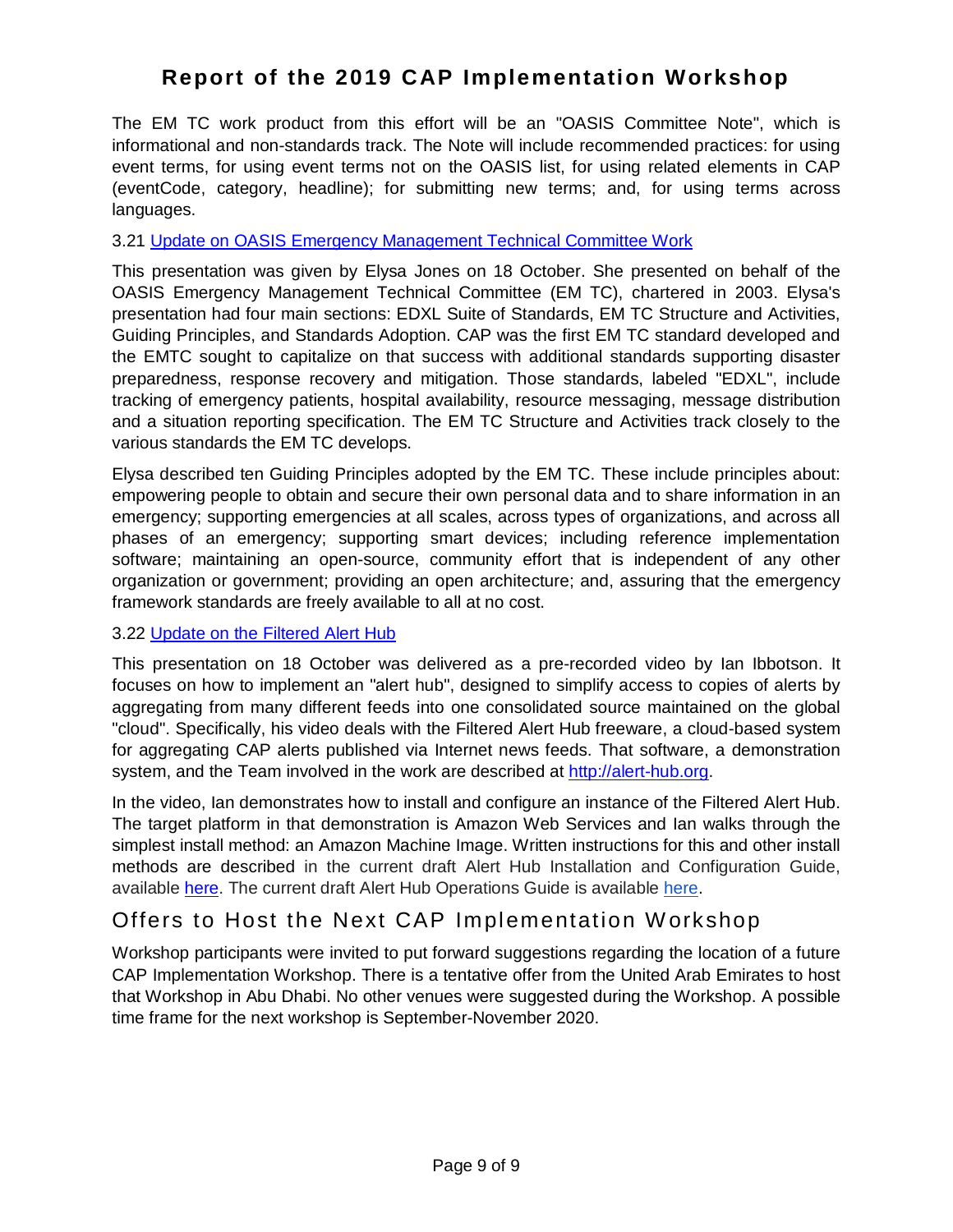The EM TC work product from this effort will be an "OASIS Committee Note", which is informational and non-standards track. The Note will include recommended practices: for using event terms, for using event terms not on the OASIS list, for using related elements in CAP (eventCode, category, headline); for submitting new terms; and, for using terms across languages.

### 3.21 Update on OASIS Emergency Management Technical Committee Work

This presentation was given by Elysa Jones on 18 October. She presented on behalf of the OASIS Emergency Management Technical Committee (EM TC), chartered in 2003. Elysa's presentation had four main sections: EDXL Suite of Standards, EM TC Structure and Activities, Guiding Principles, and Standards Adoption. CAP was the first EM TC standard developed and the EMTC sought to capitalize on that success with additional standards supporting disaster preparedness, response recovery and mitigation. Those standards, labeled "EDXL", include tracking of emergency patients, hospital availability, resource messaging, message distribution and a situation reporting specification. The EM TC Structure and Activities track closely to the various standards the EM TC develops.

Elysa described ten Guiding Principles adopted by the EM TC. These include principles about: empowering people to obtain and secure their own personal data and to share information in an emergency; supporting emergencies at all scales, across types of organizations, and across all phases of an emergency; supporting smart devices; including reference implementation software; maintaining an open-source, community effort that is independent of any other organization or government; providing an open architecture; and, assuring that the emergency framework standards are freely available to all at no cost.

### 3.22 Update on the Filtered Alert Hub

This presentation on 18 October was delivered as a pre-recorded video by Ian Ibbotson. It focuses on how to implement an "alert hub", designed to simplify access to copies of alerts by aggregating from many different feeds into one consolidated source maintained on the global "cloud". Specifically, his video deals with the Filtered Alert Hub freeware, a cloud-based system for aggregating CAP alerts published via Internet news feeds. That software, a demonstration system, and the Team involved in the work are described at http://alert-hub.org.

In the video, Ian demonstrates how to install and configure an instance of the Filtered Alert Hub. The target platform in that demonstration is Amazon Web Services and Ian walks through the simplest install method: an Amazon Machine Image. Written instructions for this and other install methods are described in the current draft Alert Hub Installation and Configuration Guide, available here. The current draft Alert Hub Operations Guide is available here.

## Offers to Host the Next CAP Implementation Workshop

Workshop participants were invited to put forward suggestions regarding the location of a future CAP Implementation Workshop. There is a tentative offer from the United Arab Emirates to host that Workshop in Abu Dhabi. No other venues were suggested during the Workshop. A possible time frame for the next workshop is September-November 2020.